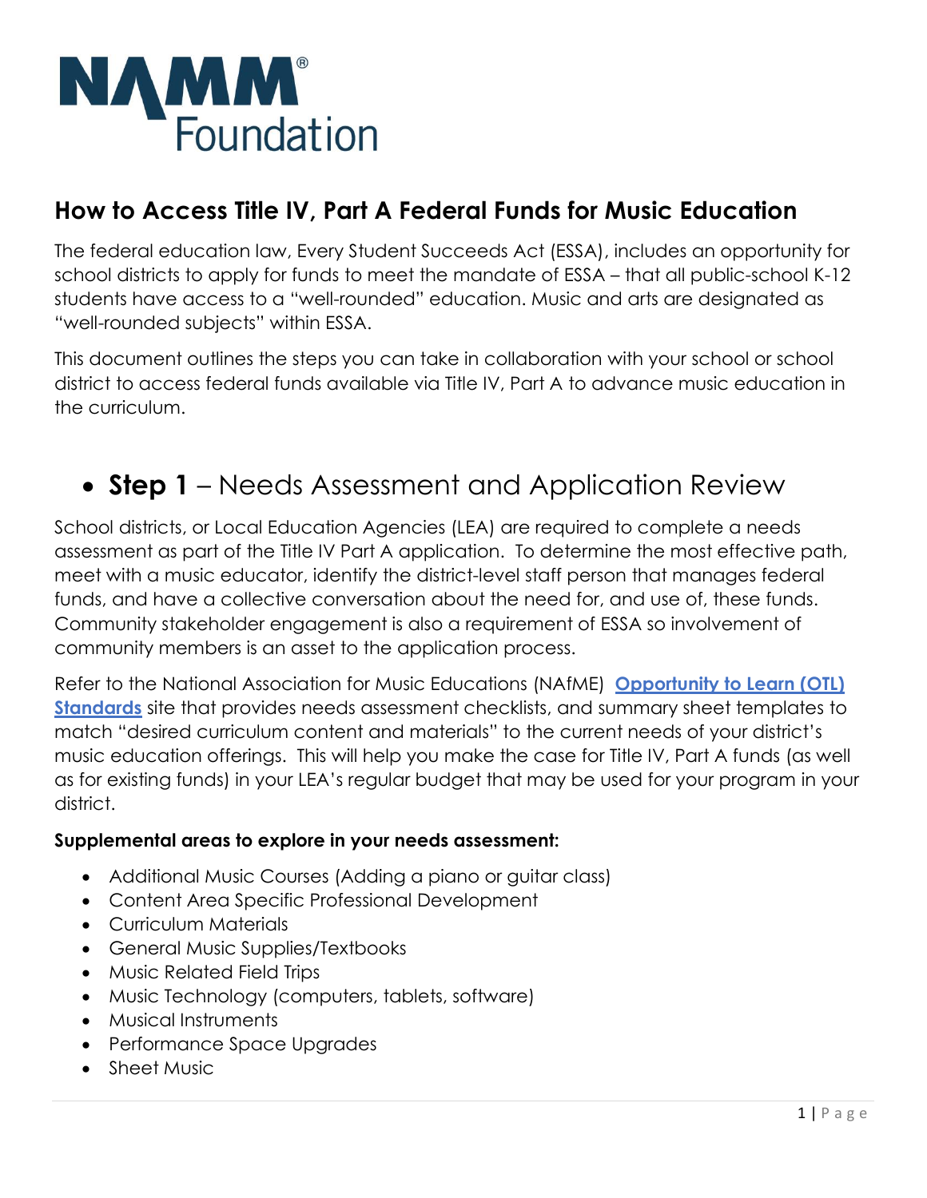# NAMM Foundation

## How to Access Title IV, Part A Federal Funds for Music Education

The federal education law, Every Student Succeeds Act (ESSA), includes an opportunity for school districts to apply for funds to meet the mandate of ESSA – that all public-school K-12 students have access to a "well-rounded" education. Music and arts are designated as "well-rounded subjects" within ESSA.

This document outlines the steps you can take in collaboration with your school or school district to access federal funds available via Title IV, Part A to advance music education in the curriculum.

- ## **Step 1** – Needs Assessment and Application Review

School districts, or Local Education Agencies (LEA) are required to complete a needs assessment as part of the Title IV Part A application. To determine the most effective path, meet with a music educator, identify the district-level staff person that manages federal funds, and have a collective conversation about the need for, and use of, these funds. Community stakeholder engagement is also a requirement of ESSA so involvement of community members is an asset to the application process.

Refer to the National Association for Music Educations (NAfME) **Opportunity to Learn (OTL) Standards** site that provides needs assessment checklists, and summary sheet templates to match "desired curriculum content and materials" to the current needs of your district's music education offerings. This will help you make the case for Title IV, Part A funds (as well as for existing funds) in your LEA's regular budget that may be used for your program in your district.

**Supplemental areas to explore in your needs assessment:**

- Additional Music Courses (Adding a piano or guitar class)
- Content Area Specific Professional Development
- Curriculum Materials
- General Music Supplies/Textbooks
- Music Related Field Trips
- Music Technology (computers, tablets, software)
- Musical Instruments
- Performance Space Upgrades
- Sheet Music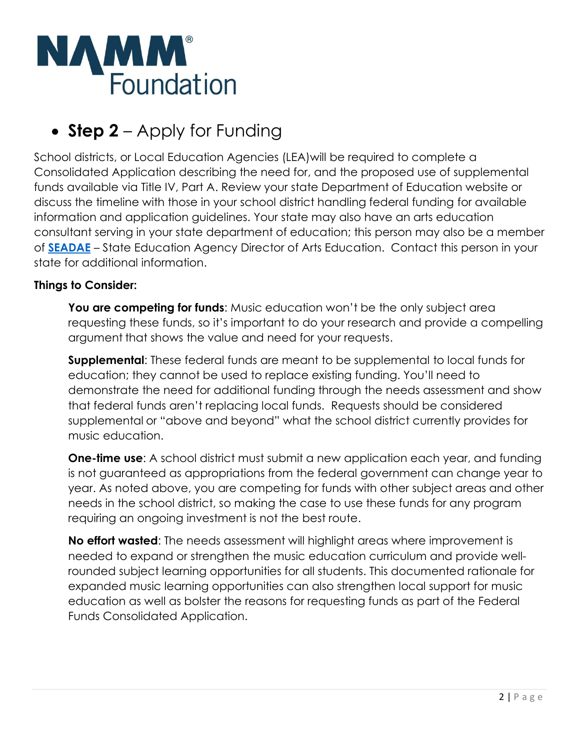- **Step 2** – Apply for Funding

School districts, or Local Education Agencies (LEA)will be required to complete a Consolidated Application describing the need for, and the proposed use of supplemental funds available via Title IV, Part A. Review your state Department of Education website or discuss the timeline with those in your school district handling federal funding for available information and application guidelines. Your state may also have an arts education consultant serving in your state department of education; this person may also be a member of **SEADAE** – State Education Agency Director of Arts Education. Contact this person in your state for additional information.

**Things to Consider:**

**You are competing for funds**: Music education won't be the only subject area requesting these funds, so it's important to do your research and provide a compelling argument that shows the value and need for your requests.

**Supplemental**: These federal funds are meant to be supplemental to local funds for education; they cannot be used to replace existing funding. You'll need to demonstrate the need for additional funding through the needs assessment and show that federal funds aren't replacing local funds. Requests should be considered supplemental or "above and beyond" what the school district currently provides for music education.

**One-time use**: A school district must submit a new application each year, and funding is not guaranteed as appropriations from the federal government can change year to year. As noted above, you are competing for funds with other subject areas and other needs in the school district, so making the case to use these funds for any program requiring an ongoing investment is not the best route.

**No effort wasted**: The needs assessment will highlight areas where improvement is needed to expand or strengthen the music education curriculum and provide well-rounded subject learning opportunities for all students. This documented rationale for expanded music learning opportunities can also strengthen local support for music education as well as bolster the reasons for requesting funds as part of the Federal Funds Consolidated Application.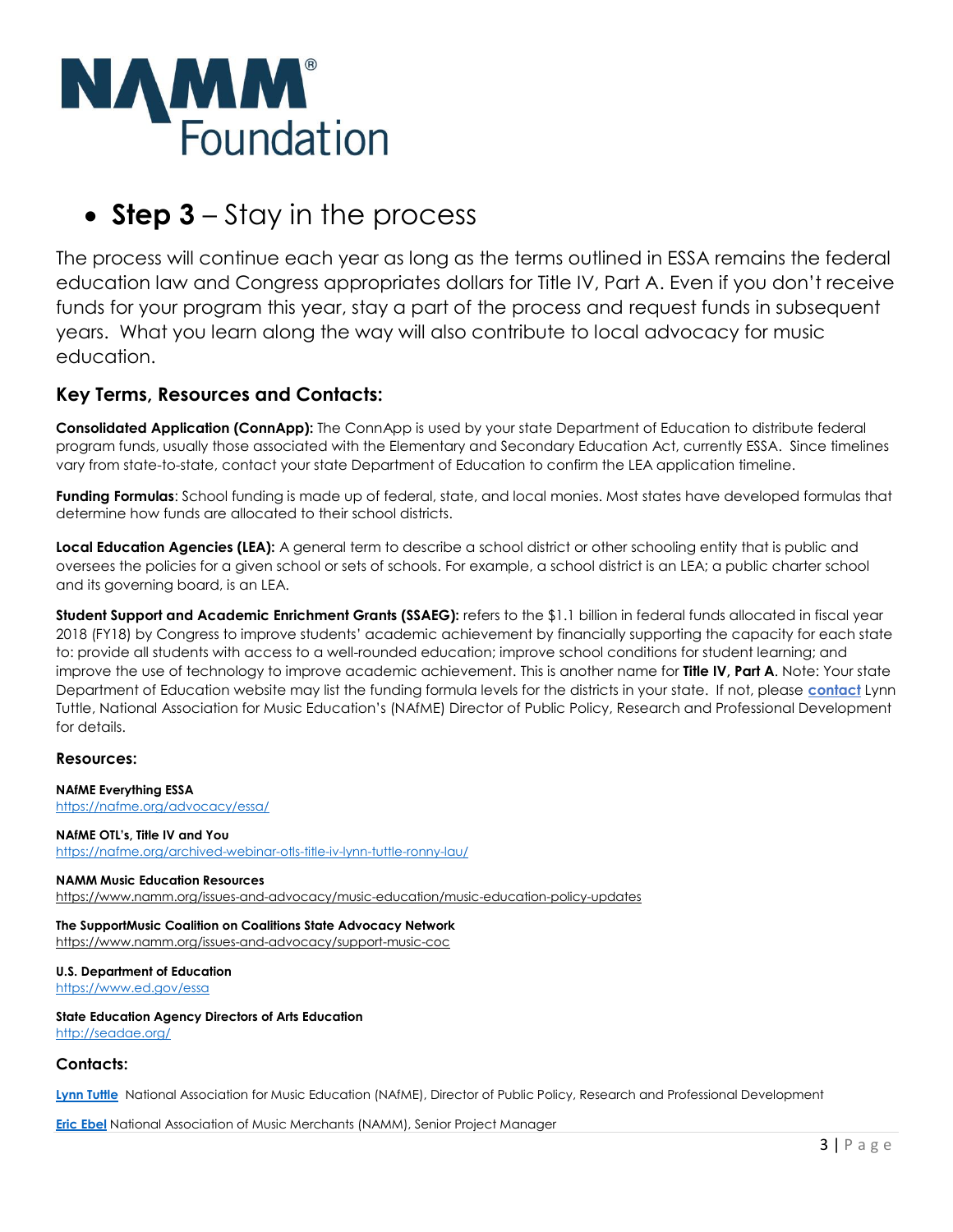# NAMM Foundation

- **Step 3** – Stay in the process

The process will continue each year as long as the terms outlined in ESSA remains the federal education law and Congress appropriates dollars for Title IV, Part A. Even if you don't receive funds for your program this year, stay a part of the process and request funds in subsequent years. What you learn along the way will also contribute to local advocacy for music education.

## Key Terms, Resources and Contacts:

**Consolidated Application (ConnApp):** The ConnApp is used by your state Department of Education to distribute federal program funds, usually those associated with the Elementary and Secondary Education Act, currently ESSA. Since timelines vary from state-to-state, contact your state Department of Education to confirm the LEA application timeline.

**Funding Formulas**: School funding is made up of federal, state, and local monies. Most states have developed formulas that determine how funds are allocated to their school districts.

**Local Education Agencies (LEA):** A general term to describe a school district or other schooling entity that is public and oversees the policies for a given school or sets of schools. For example, a school district is an LEA; a public charter school and its governing board, is an LEA.

**Student Support and Academic Enrichment Grants (SSAEG):** refers to the $1.1 billion in federal funds allocated in fiscal year 2018 (FY18) by Congress to improve students' academic achievement by financially supporting the capacity for each state to: provide all students with access to a well-rounded education; improve school conditions for student learning; and improve the use of technology to improve academic achievement. This is another name for **Title IV, Part A**. Note: Your state Department of Education website may list the funding formula levels for the districts in your state. If not, please **contact** Lynn Tuttle, National Association for Music Education's (NAfME) Director of Public Policy, Research and Professional Development for details.

### Resources:

**NAfME Everything ESSA**
https://nafme.org/advocacy/essa/

**NAfME OTL's, Title IV and You**
https://nafme.org/archived-webinar-otls-title-iv-lynn-tuttle-ronny-lau/

**NAMM Music Education Resources**
https://www.namm.org/issues-and-advocacy/music-education/music-education-policy-updates

**The SupportMusic Coalition on Coalitions State Advocacy Network**
https://www.namm.org/issues-and-advocacy/support-music-coc

**U.S. Department of Education**
https://www.ed.gov/essa

**State Education Agency Directors of Arts Education**
http://seadae.org/

### Contacts:

**Lynn Tuttle** National Association for Music Education (NAfME), Director of Public Policy, Research and Professional Development

**Eric Ebel** National Association of Music Merchants (NAMM), Senior Project Manager